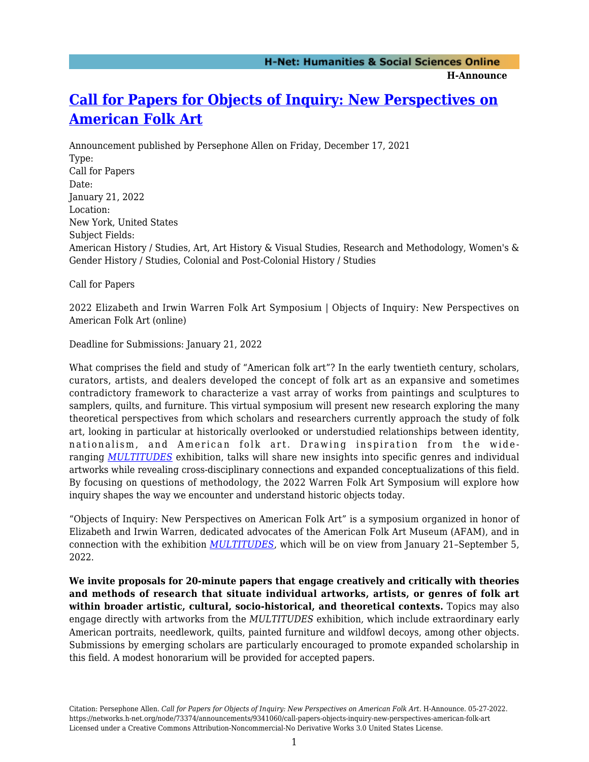# [Call for Papers for Objects of Inquiry: New Perspectives on American Folk Art]

Announcement published by Persephone Allen on Friday, December 17, 2021

Type:
Call for Papers

Date:
January 21, 2022

Location:
New York, United States

Subject Fields:
American History / Studies, Art, Art History & Visual Studies, Research and Methodology, Women's & Gender History / Studies, Colonial and Post-Colonial History / Studies

Call for Papers

2022 Elizabeth and Irwin Warren Folk Art Symposium | Objects of Inquiry: New Perspectives on American Folk Art (online)

Deadline for Submissions: January 21, 2022

What comprises the field and study of "American folk art"? In the early twentieth century, scholars, curators, artists, and dealers developed the concept of folk art as an expansive and sometimes contradictory framework to characterize a vast array of works from paintings and sculptures to samplers, quilts, and furniture. This virtual symposium will present new research exploring the many theoretical perspectives from which scholars and researchers currently approach the study of folk art, looking in particular at historically overlooked or understudied relationships between identity, nationalism, and American folk art. Drawing inspiration from the wide-ranging *MULTITUDES* exhibition, talks will share new insights into specific genres and individual artworks while revealing cross-disciplinary connections and expanded conceptualizations of this field. By focusing on questions of methodology, the 2022 Warren Folk Art Symposium will explore how inquiry shapes the way we encounter and understand historic objects today.

"Objects of Inquiry: New Perspectives on American Folk Art" is a symposium organized in honor of Elizabeth and Irwin Warren, dedicated advocates of the American Folk Art Museum (AFAM), and in connection with the exhibition *MULTITUDES*, which will be on view from January 21–September 5, 2022.

**We invite proposals for 20-minute papers that engage creatively and critically with theories and methods of research that situate individual artworks, artists, or genres of folk art within broader artistic, cultural, socio-historical, and theoretical contexts.** Topics may also engage directly with artworks from the *MULTITUDES* exhibition, which include extraordinary early American portraits, needlework, quilts, painted furniture and wildfowl decoys, among other objects. Submissions by emerging scholars are particularly encouraged to promote expanded scholarship in this field. A modest honorarium will be provided for accepted papers.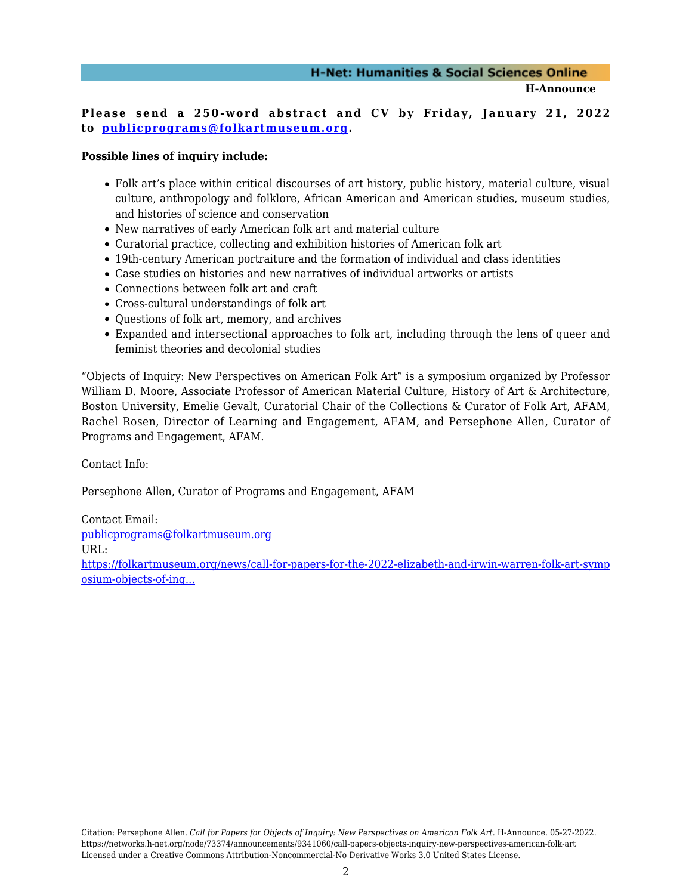**Please send a 250-word abstract and CV by Friday, January 21, 2022 to [publicprograms@folkartmuseum.org](mailto:publicprograms@folkartmuseum.org).**

**Possible lines of inquiry include:**

- Folk art's place within critical discourses of art history, public history, material culture, visual culture, anthropology and folklore, African American and American studies, museum studies, and histories of science and conservation
- New narratives of early American folk art and material culture
- Curatorial practice, collecting and exhibition histories of American folk art
- 19th-century American portraiture and the formation of individual and class identities
- Case studies on histories and new narratives of individual artworks or artists
- Connections between folk art and craft
- Cross-cultural understandings of folk art
- Questions of folk art, memory, and archives
- Expanded and intersectional approaches to folk art, including through the lens of queer and feminist theories and decolonial studies

"Objects of Inquiry: New Perspectives on American Folk Art" is a symposium organized by Professor William D. Moore, Associate Professor of American Material Culture, History of Art & Architecture, Boston University, Emelie Gevalt, Curatorial Chair of the Collections & Curator of Folk Art, AFAM, Rachel Rosen, Director of Learning and Engagement, AFAM, and Persephone Allen, Curator of Programs and Engagement, AFAM.

Contact Info:

Persephone Allen, Curator of Programs and Engagement, AFAM

Contact Email:
[publicprograms@folkartmuseum.org](mailto:publicprograms@folkartmuseum.org)
URL:
[https://folkartmuseum.org/news/call-for-papers-for-the-2022-elizabeth-and-irwin-warren-folk-art-symposium-objects-of-inq...](https://folkartmuseum.org/news/call-for-papers-for-the-2022-elizabeth-and-irwin-warren-folk-art-symposium-objects-of-inq...)

Citation: Persephone Allen. *Call for Papers for Objects of Inquiry: New Perspectives on American Folk Art*. H-Announce. 05-27-2022. https://networks.h-net.org/node/73374/announcements/9341060/call-papers-objects-inquiry-new-perspectives-american-folk-art
Licensed under a Creative Commons Attribution-Noncommercial-No Derivative Works 3.0 United States License.